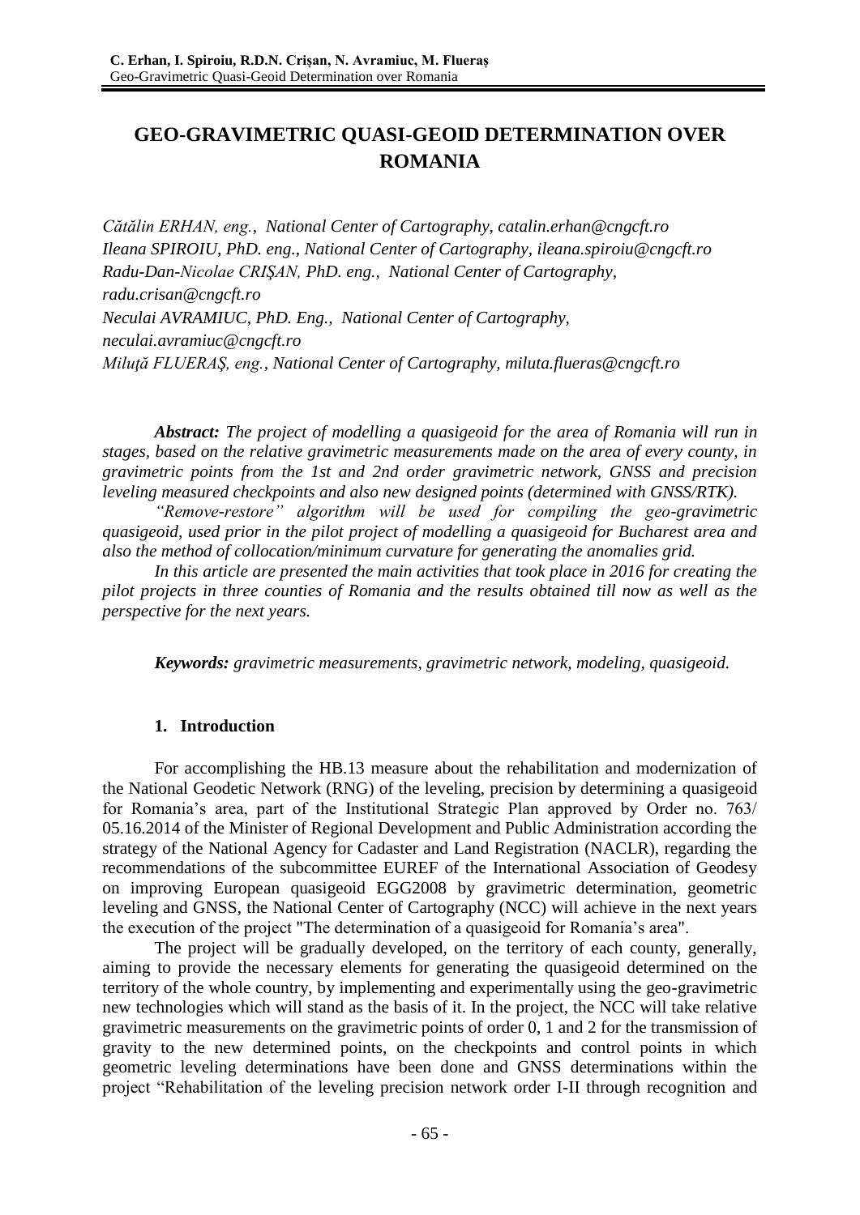# GEO-GRAVIMETRIC QUASI-GEOID DETERMINATION OVER ROMANIA

*Cătălin ERHAN, eng., National Center of Cartography, catalin.erhan@cngcft.ro*
*Ileana SPIROIU, PhD. eng., National Center of Cartography, ileana.spiroiu@cngcft.ro*
*Radu-Dan-Nicolae CRIŞAN, PhD. eng., National Center of Cartography, radu.crisan@cngcft.ro*
*Neculai AVRAMIUC, PhD. Eng., National Center of Cartography, neculai.avramiuc@cngcft.ro*
*Miluţă FLUERAŞ, eng., National Center of Cartography, miluta.flueras@cngcft.ro*

***Abstract:*** *The project of modelling a quasigeoid for the area of Romania will run in stages, based on the relative gravimetric measurements made on the area of every county, in gravimetric points from the 1st and 2nd order gravimetric network, GNSS and precision leveling measured checkpoints and also new designed points (determined with GNSS/RTK).*

*"Remove-restore" algorithm will be used for compiling the geo-gravimetric quasigeoid, used prior in the pilot project of modelling a quasigeoid for Bucharest area and also the method of collocation/minimum curvature for generating the anomalies grid.*

*In this article are presented the main activities that took place in 2016 for creating the pilot projects in three counties of Romania and the results obtained till now as well as the perspective for the next years.*

***Keywords:*** *gravimetric measurements, gravimetric network, modeling, quasigeoid.*

## 1. Introduction

For accomplishing the HB.13 measure about the rehabilitation and modernization of the National Geodetic Network (RNG) of the leveling, precision by determining a quasigeoid for Romania's area, part of the Institutional Strategic Plan approved by Order no. 763/ 05.16.2014 of the Minister of Regional Development and Public Administration according the strategy of the National Agency for Cadaster and Land Registration (NACLR), regarding the recommendations of the subcommittee EUREF of the International Association of Geodesy on improving European quasigeoid EGG2008 by gravimetric determination, geometric leveling and GNSS, the National Center of Cartography (NCC) will achieve in the next years the execution of the project "The determination of a quasigeoid for Romania's area".

The project will be gradually developed, on the territory of each county, generally, aiming to provide the necessary elements for generating the quasigeoid determined on the territory of the whole country, by implementing and experimentally using the geo-gravimetric new technologies which will stand as the basis of it. In the project, the NCC will take relative gravimetric measurements on the gravimetric points of order 0, 1 and 2 for the transmission of gravity to the new determined points, on the checkpoints and control points in which geometric leveling determinations have been done and GNSS determinations within the project "Rehabilitation of the leveling precision network order I-II through recognition and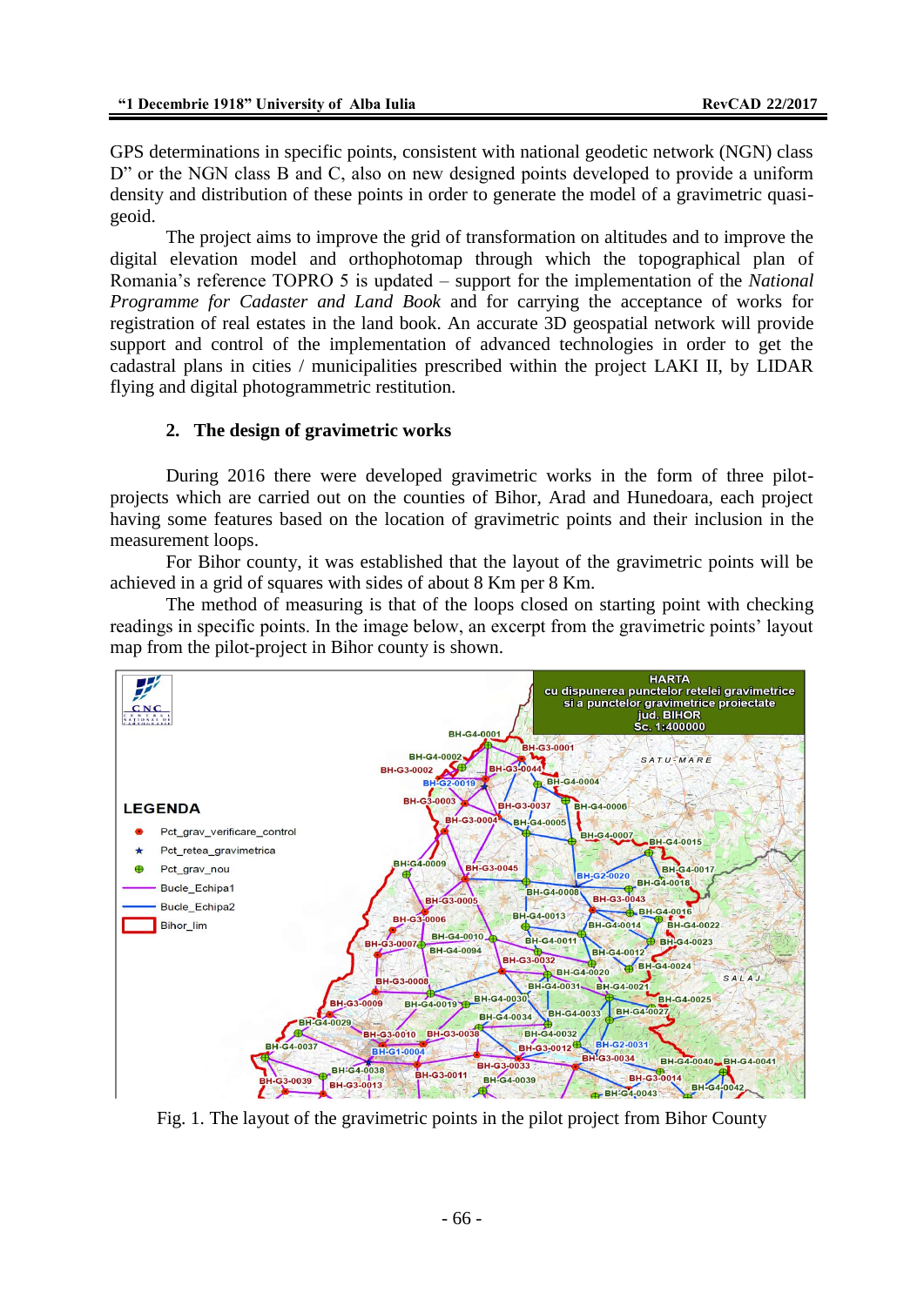GPS determinations in specific points, consistent with national geodetic network (NGN) class D" or the NGN class B and C, also on new designed points developed to provide a uniform density and distribution of these points in order to generate the model of a gravimetric quasi-geoid.

The project aims to improve the grid of transformation on altitudes and to improve the digital elevation model and orthophotomap through which the topographical plan of Romania's reference TOPRO 5 is updated – support for the implementation of the *National Programme for Cadaster and Land Book* and for carrying the acceptance of works for registration of real estates in the land book. An accurate 3D geospatial network will provide support and control of the implementation of advanced technologies in order to get the cadastral plans in cities / municipalities prescribed within the project LAKI II, by LIDAR flying and digital photogrammetric restitution.

## 2. The design of gravimetric works

During 2016 there were developed gravimetric works in the form of three pilot-projects which are carried out on the counties of Bihor, Arad and Hunedoara, each project having some features based on the location of gravimetric points and their inclusion in the measurement loops.

For Bihor county, it was established that the layout of the gravimetric points will be achieved in a grid of squares with sides of about 8 Km per 8 Km.

The method of measuring is that of the loops closed on starting point with checking readings in specific points. In the image below, an excerpt from the gravimetric points' layout map from the pilot-project in Bihor county is shown.

Fig. 1. The layout of the gravimetric points in the pilot project from Bihor County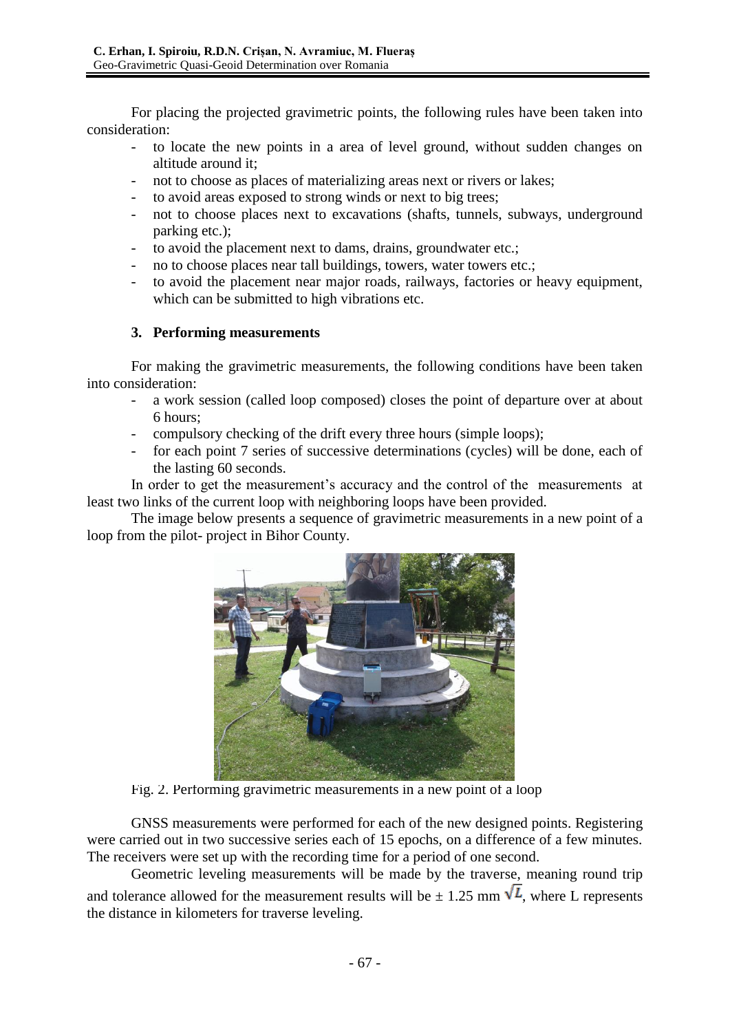For placing the projected gravimetric points, the following rules have been taken into consideration:

- to locate the new points in a area of level ground, without sudden changes on altitude around it;
- not to choose as places of materializing areas next or rivers or lakes;
- to avoid areas exposed to strong winds or next to big trees;
- not to choose places next to excavations (shafts, tunnels, subways, underground parking etc.);
- to avoid the placement next to dams, drains, groundwater etc.;
- no to choose places near tall buildings, towers, water towers etc.;
- to avoid the placement near major roads, railways, factories or heavy equipment, which can be submitted to high vibrations etc.

### 3. Performing measurements

For making the gravimetric measurements, the following conditions have been taken into consideration:

- a work session (called loop composed) closes the point of departure over at about 6 hours;
- compulsory checking of the drift every three hours (simple loops);
- for each point 7 series of successive determinations (cycles) will be done, each of the lasting 60 seconds.

In order to get the measurement's accuracy and the control of the measurements at least two links of the current loop with neighboring loops have been provided.

The image below presents a sequence of gravimetric measurements in a new point of a loop from the pilot- project in Bihor County.

Fig. 2. Performing gravimetric measurements in a new point of a loop

GNSS measurements were performed for each of the new designed points. Registering were carried out in two successive series each of 15 epochs, on a difference of a few minutes. The receivers were set up with the recording time for a period of one second.

Geometric leveling measurements will be made by the traverse, meaning round trip and tolerance allowed for the measurement results will be $\pm$ 1.25 mm $\sqrt{L}$, where L represents the distance in kilometers for traverse leveling.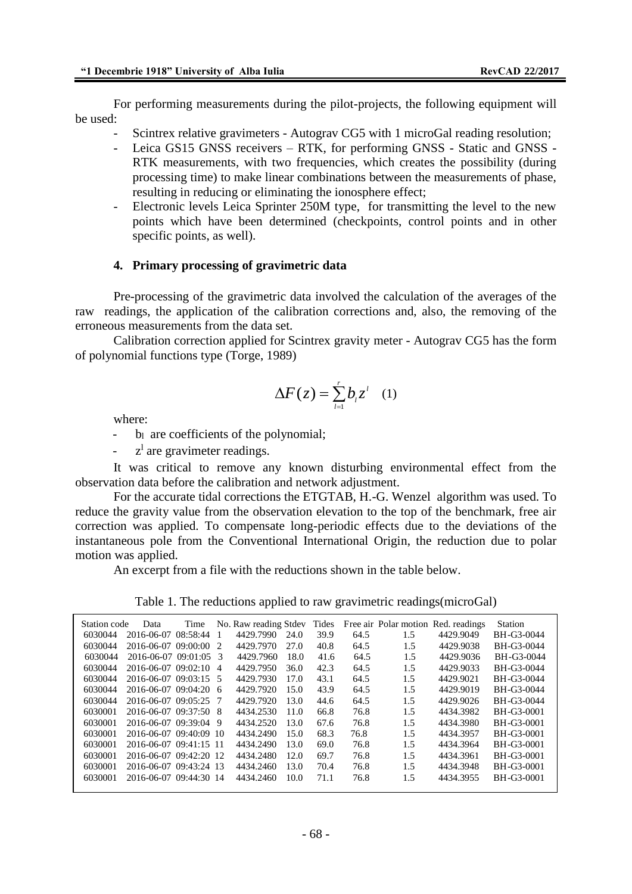For performing measurements during the pilot-projects, the following equipment will be used:

- Scintrex relative gravimeters - Autograv CG5 with 1 microGal reading resolution;
- Leica GS15 GNSS receivers – RTK, for performing GNSS - Static and GNSS - RTK measurements, with two frequencies, which creates the possibility (during processing time) to make linear combinations between the measurements of phase, resulting in reducing or eliminating the ionosphere effect;
- Electronic levels Leica Sprinter 250M type, for transmitting the level to the new points which have been determined (checkpoints, control points and in other specific points, as well).

### 4. Primary processing of gravimetric data

Pre-processing of the gravimetric data involved the calculation of the averages of the raw readings, the application of the calibration corrections and, also, the removing of the erroneous measurements from the data set.

Calibration correction applied for Scintrex gravity meter - Autograv CG5 has the form of polynomial functions type (Torge, 1989)

$$\Delta F(z) = \sum_{l=1}^{r} b_l z^l \quad (1)$$

where:

- $b_l$ are coefficients of the polynomial;
- $z^l$ are gravimeter readings.

It was critical to remove any known disturbing environmental effect from the observation data before the calibration and network adjustment.

For the accurate tidal corrections the ETGTAB, H.-G. Wenzel algorithm was used. To reduce the gravity value from the observation elevation to the top of the benchmark, free air correction was applied. To compensate long-periodic effects due to the deviations of the instantaneous pole from the Conventional International Origin, the reduction due to polar motion was applied.

An excerpt from a file with the reductions shown in the table below.

Table 1. The reductions applied to raw gravimetric readings(microGal)

| Station code | Data | Time | No. | Raw reading | Stdev | Tides | Free air | Polar motion | Red. readings | Station |
|---|---|---|---|---|---|---|---|---|---|---|
| 6030044 | 2016-06-07 | 08:58:44 | 1 | 4429.7990 | 24.0 | 39.9 | 64.5 | 1.5 | 4429.9049 | BH-G3-0044 |
| 6030044 | 2016-06-07 | 09:00:00 | 2 | 4429.7970 | 27.0 | 40.8 | 64.5 | 1.5 | 4429.9038 | BH-G3-0044 |
| 6030044 | 2016-06-07 | 09:01:05 | 3 | 4429.7960 | 18.0 | 41.6 | 64.5 | 1.5 | 4429.9036 | BH-G3-0044 |
| 6030044 | 2016-06-07 | 09:02:10 | 4 | 4429.7950 | 36.0 | 42.3 | 64.5 | 1.5 | 4429.9033 | BH-G3-0044 |
| 6030044 | 2016-06-07 | 09:03:15 | 5 | 4429.7930 | 17.0 | 43.1 | 64.5 | 1.5 | 4429.9021 | BH-G3-0044 |
| 6030044 | 2016-06-07 | 09:04:20 | 6 | 4429.7920 | 15.0 | 43.9 | 64.5 | 1.5 | 4429.9019 | BH-G3-0044 |
| 6030044 | 2016-06-07 | 09:05:25 | 7 | 4429.7920 | 13.0 | 44.6 | 64.5 | 1.5 | 4429.9026 | BH-G3-0044 |
| 6030001 | 2016-06-07 | 09:37:50 | 8 | 4434.2530 | 11.0 | 66.8 | 76.8 | 1.5 | 4434.3982 | BH-G3-0001 |
| 6030001 | 2016-06-07 | 09:39:04 | 9 | 4434.2520 | 13.0 | 67.6 | 76.8 | 1.5 | 4434.3980 | BH-G3-0001 |
| 6030001 | 2016-06-07 | 09:40:09 | 10 | 4434.2490 | 15.0 | 68.3 | 76.8 | 1.5 | 4434.3957 | BH-G3-0001 |
| 6030001 | 2016-06-07 | 09:41:15 | 11 | 4434.2490 | 13.0 | 69.0 | 76.8 | 1.5 | 4434.3964 | BH-G3-0001 |
| 6030001 | 2016-06-07 | 09:42:20 | 12 | 4434.2480 | 12.0 | 69.7 | 76.8 | 1.5 | 4434.3961 | BH-G3-0001 |
| 6030001 | 2016-06-07 | 09:43:24 | 13 | 4434.2460 | 13.0 | 70.4 | 76.8 | 1.5 | 4434.3948 | BH-G3-0001 |
| 6030001 | 2016-06-07 | 09:44:30 | 14 | 4434.2460 | 10.0 | 71.1 | 76.8 | 1.5 | 4434.3955 | BH-G3-0001 |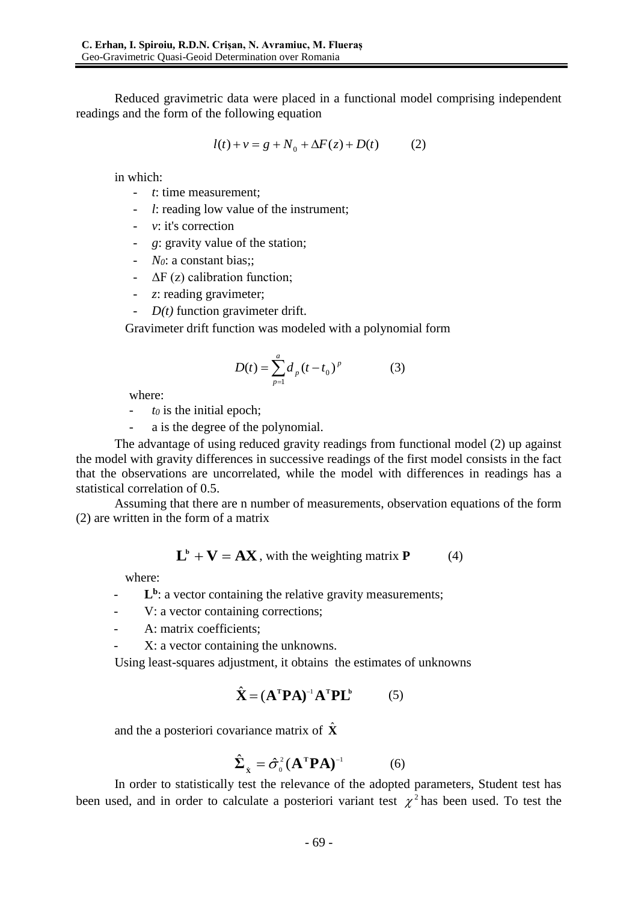Reduced gravimetric data were placed in a functional model comprising independent readings and the form of the following equation

$$l(t) + v = g + N_0 + \Delta F(z) + D(t) \qquad (2)$$

in which:

- $t$: time measurement;
- $l$: reading low value of the instrument;
- $v$: it's correction
- $g$: gravity value of the station;
- $N_0$: a constant bias;;
- $\Delta$F ($z$) calibration function;
- $z$: reading gravimeter;
- $D(t)$ function gravimeter drift.

Gravimeter drift function was modeled with a polynomial form

$$D(t) = \sum_{p=1}^{a} d_p (t - t_0)^p \qquad (3)$$

where:

- $t_0$ is the initial epoch;
- a is the degree of the polynomial.

The advantage of using reduced gravity readings from functional model (2) up against the model with gravity differences in successive readings of the first model consists in the fact that the observations are uncorrelated, while the model with differences in readings has a statistical correlation of 0.5.

Assuming that there are n number of measurements, observation equations of the form (2) are written in the form of a matrix

$$\mathbf{L}^{\mathbf{b}} + \mathbf{V} = \mathbf{AX}, \text{ with the weighting matrix } \mathbf{P} \qquad (4)$$

where:

- $\mathbf{L}^{\mathbf{b}}$: a vector containing the relative gravity measurements;
- V: a vector containing corrections;
- A: matrix coefficients;
- X: a vector containing the unknowns.

Using least-squares adjustment, it obtains the estimates of unknowns

$$\hat{\mathbf{X}} = (\mathbf{A}^{\mathrm{T}}\mathbf{PA})^{-1}\mathbf{A}^{\mathrm{T}}\mathbf{PL}^{\mathbf{b}} \qquad (5)$$

and the a posteriori covariance matrix of $\hat{\mathbf{X}}$

$$\hat{\mathbf{\Sigma}}_{\hat{\mathbf{X}}} = \hat{\sigma}_0^2 (\mathbf{A}^{\mathrm{T}}\mathbf{PA})^{-1} \qquad (6)$$

In order to statistically test the relevance of the adopted parameters, Student test has been used, and in order to calculate a posteriori variant test $\chi^2$ has been used. To test the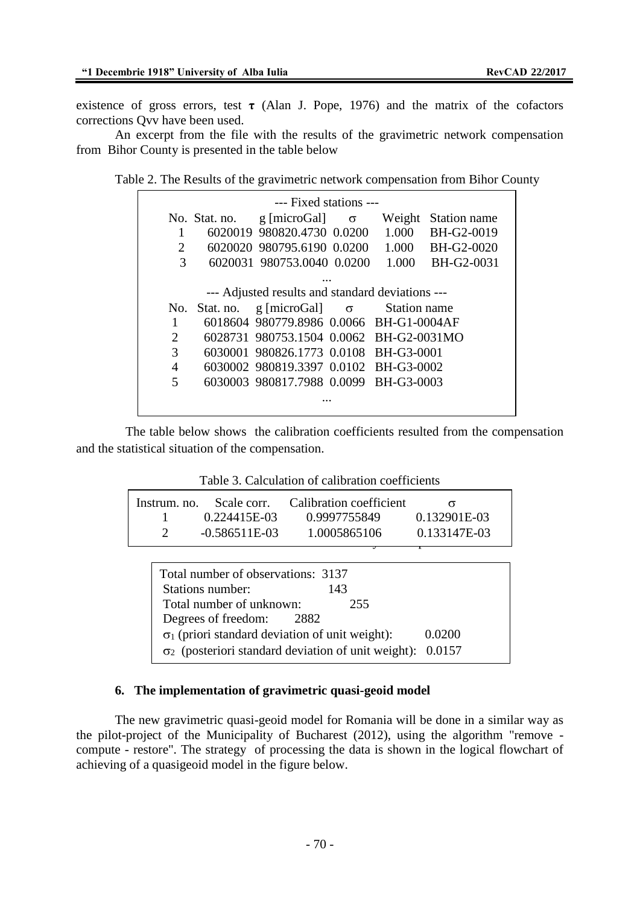existence of gross errors, test **τ** (Alan J. Pope, 1976) and the matrix of the cofactors corrections Qvv have been used.

An excerpt from the file with the results of the gravimetric network compensation from Bihor County is presented in the table below

Table 2. The Results of the gravimetric network compensation from Bihor County

--- Fixed stations ---

| No. | Stat. no. | g [microGal] | σ | Weight | Station name |
|---|---|---|---|---|---|
| 1 | 6020019 | 980820.4730 | 0.0200 | 1.000 | BH-G2-0019 |
| 2 | 6020020 | 980795.6190 | 0.0200 | 1.000 | BH-G2-0020 |
| 3 | 6020031 | 980753.0040 | 0.0200 | 1.000 | BH-G2-0031 |
| ... | | | | | |

--- Adjusted results and standard deviations ---

| No. | Stat. no. | g [microGal] | σ | Station name |
|---|---|---|---|---|
| 1 | 6018604 | 980779.8986 | 0.0066 | BH-G1-0004AF |
| 2 | 6028731 | 980753.1504 | 0.0062 | BH-G2-0031MO |
| 3 | 6030001 | 980826.1773 | 0.0108 | BH-G3-0001 |
| 4 | 6030002 | 980819.3397 | 0.0102 | BH-G3-0002 |
| 5 | 6030003 | 980817.7988 | 0.0099 | BH-G3-0003 |
| ... | | | | |

The table below shows the calibration coefficients resulted from the compensation and the statistical situation of the compensation.

Table 3. Calculation of calibration coefficients

| Instrum. no. | Scale corr. | Calibration coefficient | σ |
|---|---|---|---|
| 1 | 0.224415E-03 | 0.9997755849 | 0.132901E-03 |
| 2 | -0.586511E-03 | 1.0005865106 | 0.133147E-03 |

| | |
|---|---|
| Total number of observations: | 3137 |
| Stations number: | 143 |
| Total number of unknown: | 255 |
| Degrees of freedom: | 2882 |
| $\sigma_1$ (priori standard deviation of unit weight): | 0.0200 |
| $\sigma_2$ (posteriori standard deviation of unit weight): | 0.0157 |

### 6. The implementation of gravimetric quasi-geoid model

The new gravimetric quasi-geoid model for Romania will be done in a similar way as the pilot-project of the Municipality of Bucharest (2012), using the algorithm "remove - compute - restore". The strategy of processing the data is shown in the logical flowchart of achieving of a quasigeoid model in the figure below.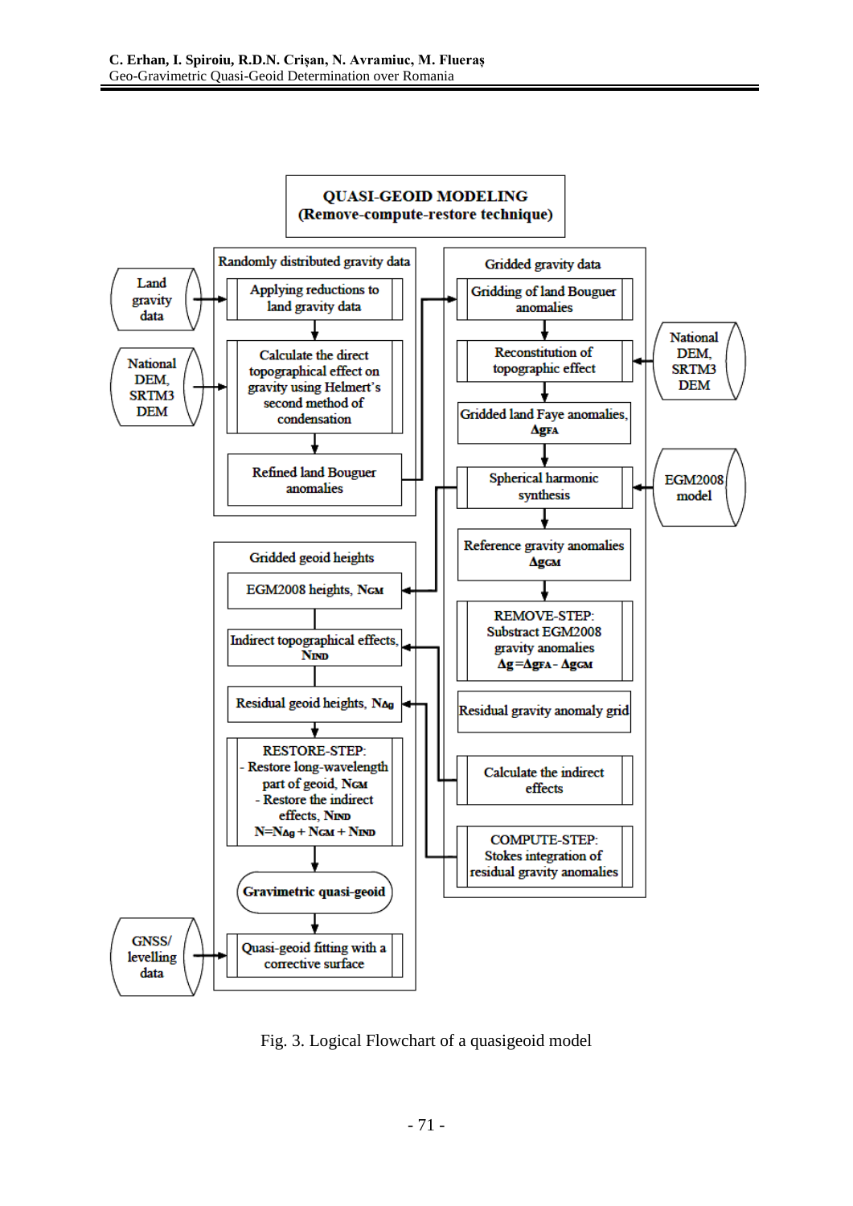**QUASI-GEOID MODELING**
**(Remove-compute-restore technique)**

**Randomly distributed gravity data**

- Land gravity data → Applying reductions to land gravity data
- National DEM, SRTM3 DEM → Calculate the direct topographical effect on gravity using Helmert's second method of condensation
- Refined land Bouguer anomalies

**Gridded gravity data**

- Gridding of land Bouguer anomalies
- National DEM, SRTM3 DEM → Reconstitution of topographic effect
- Gridded land Faye anomalies, $\Delta g_{FA}$
- EGM2008 model → Spherical harmonic synthesis
- Reference gravity anomalies $\Delta g_{GM}$
- REMOVE-STEP: Substract EGM2008 gravity anomalies $\Delta g = \Delta g_{FA} - \Delta g_{GM}$
- Residual gravity anomaly grid
- Calculate the indirect effects
- COMPUTE-STEP: Stokes integration of residual gravity anomalies

**Gridded geoid heights**

- EGM2008 heights, $N_{GM}$
- Indirect topographical effects, $N_{IND}$
- Residual geoid heights, $N_{\Delta g}$
- RESTORE-STEP:
  - Restore long-wavelength part of geoid, $N_{GM}$
  - Restore the indirect effects, $N_{IND}$
  - $N = N_{\Delta g} + N_{GM} + N_{IND}$
- **Gravimetric quasi-geoid**
- GNSS/ levelling data → Quasi-geoid fitting with a corrective surface

Fig. 3. Logical Flowchart of a quasigeoid model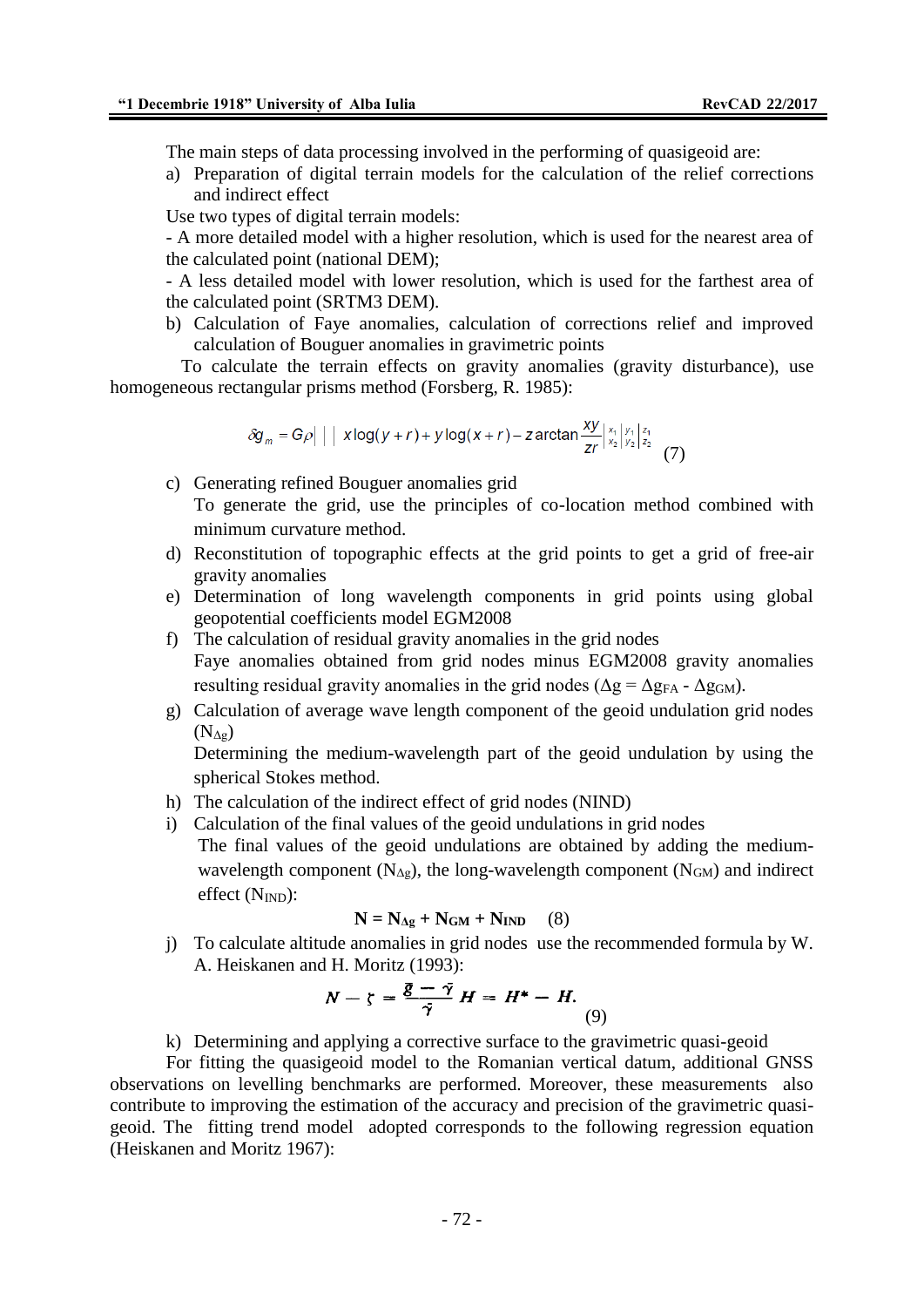The main steps of data processing involved in the performing of quasigeoid are:

a) Preparation of digital terrain models for the calculation of the relief corrections and indirect effect

Use two types of digital terrain models:

- A more detailed model with a higher resolution, which is used for the nearest area of the calculated point (national DEM);

- A less detailed model with lower resolution, which is used for the farthest area of the calculated point (SRTM3 DEM).

b) Calculation of Faye anomalies, calculation of corrections relief and improved calculation of Bouguer anomalies in gravimetric points

To calculate the terrain effects on gravity anomalies (gravity disturbance), use homogeneous rectangular prisms method (Forsberg, R. 1985):

$$\delta g_m = G\rho \left| \left| \left| x\log(y+r) + y\log(x+r) - z\arctan\frac{xy}{zr} \right|_{x_2}^{x_1} \right|_{y_2}^{y_1} \right|_{z_2}^{z_1} \quad (7)$$

c) Generating refined Bouguer anomalies grid

To generate the grid, use the principles of co-location method combined with minimum curvature method.

d) Reconstitution of topographic effects at the grid points to get a grid of free-air gravity anomalies

e) Determination of long wavelength components in grid points using global geopotential coefficients model EGM2008

f) The calculation of residual gravity anomalies in the grid nodes

Faye anomalies obtained from grid nodes minus EGM2008 gravity anomalies resulting residual gravity anomalies in the grid nodes ($\Delta g = \Delta g_{FA} - \Delta g_{GM}$).

g) Calculation of average wave length component of the geoid undulation grid nodes ($N_{\Delta g}$)

Determining the medium-wavelength part of the geoid undulation by using the spherical Stokes method.

h) The calculation of the indirect effect of grid nodes (NIND)

i) Calculation of the final values of the geoid undulations in grid nodes

The final values of the geoid undulations are obtained by adding the medium-wavelength component ($N_{\Delta g}$), the long-wavelength component ($N_{GM}$) and indirect effect ($N_{IND}$):

$$\mathbf{N = N_{\Delta g} + N_{GM} + N_{IND}} \quad (8)$$

j) To calculate altitude anomalies in grid nodes use the recommended formula by W. A. Heiskanen and H. Moritz (1993):

$$N - \zeta = \frac{\bar{g} - \bar{\gamma}}{\bar{\gamma}} H = H^* - H. \quad (9)$$

k) Determining and applying a corrective surface to the gravimetric quasi-geoid

For fitting the quasigeoid model to the Romanian vertical datum, additional GNSS observations on levelling benchmarks are performed. Moreover, these measurements also contribute to improving the estimation of the accuracy and precision of the gravimetric quasi-geoid. The fitting trend model adopted corresponds to the following regression equation (Heiskanen and Moritz 1967):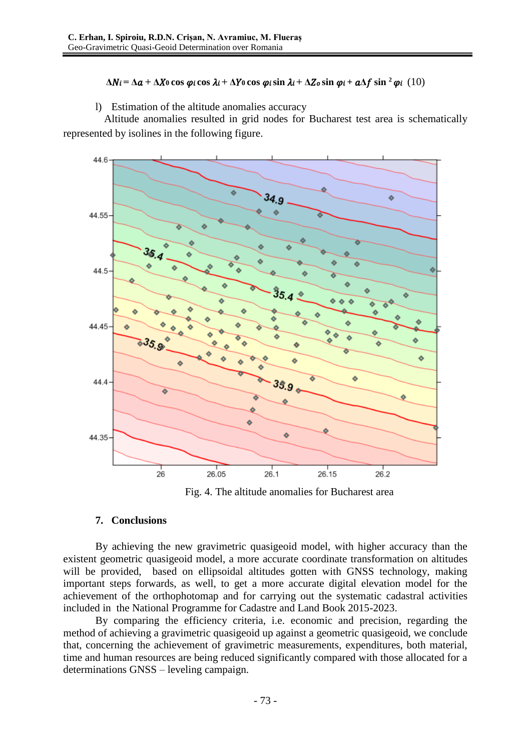$$\Delta N_i = \Delta a + \Delta X_0 \cos \varphi_i \cos \lambda_i + \Delta Y_0 \cos \varphi_i \sin \lambda_i + \Delta Z_o \sin \varphi_i + a\Delta f \sin^2 \varphi_i \quad (10)$$

l) Estimation of the altitude anomalies accuracy

Altitude anomalies resulted in grid nodes for Bucharest test area is schematically represented by isolines in the following figure.

Fig. 4. The altitude anomalies for Bucharest area

## 7. Conclusions

By achieving the new gravimetric quasigeoid model, with higher accuracy than the existent geometric quasigeoid model, a more accurate coordinate transformation on altitudes will be provided, based on ellipsoidal altitudes gotten with GNSS technology, making important steps forwards, as well, to get a more accurate digital elevation model for the achievement of the orthophotomap and for carrying out the systematic cadastral activities included in the National Programme for Cadastre and Land Book 2015-2023.

By comparing the efficiency criteria, i.e. economic and precision, regarding the method of achieving a gravimetric quasigeoid up against a geometric quasigeoid, we conclude that, concerning the achievement of gravimetric measurements, expenditures, both material, time and human resources are being reduced significantly compared with those allocated for a determinations GNSS – leveling campaign.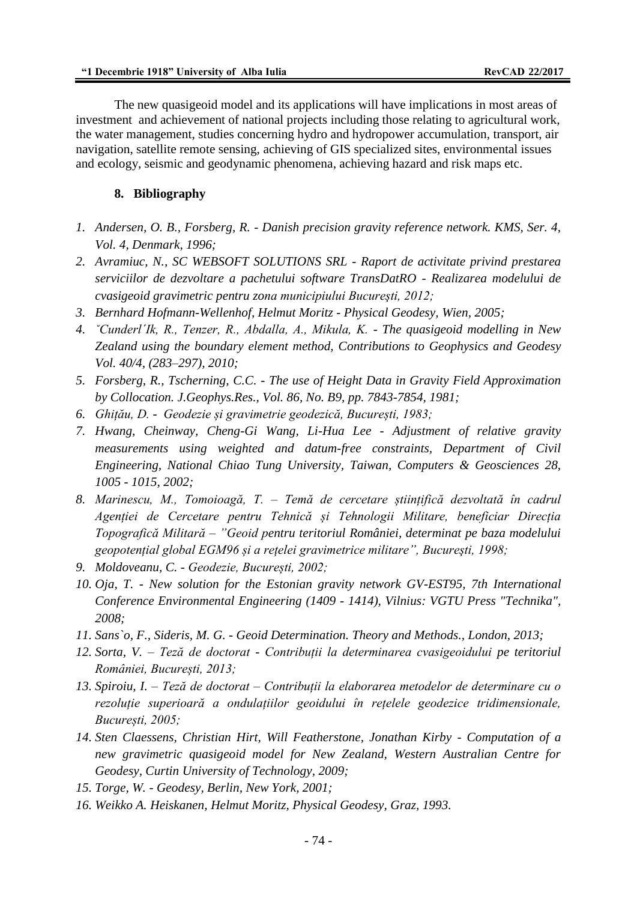The new quasigeoid model and its applications will have implications in most areas of investment and achievement of national projects including those relating to agricultural work, the water management, studies concerning hydro and hydropower accumulation, transport, air navigation, satellite remote sensing, achieving of GIS specialized sites, environmental issues and ecology, seismic and geodynamic phenomena, achieving hazard and risk maps etc.

## 8. Bibliography

1. *Andersen, O. B., Forsberg, R. - Danish precision gravity reference network. KMS, Ser. 4, Vol. 4, Denmark, 1996;*
2. *Avramiuc, N., SC WEBSOFT SOLUTIONS SRL - Raport de activitate privind prestarea serviciilor de dezvoltare a pachetului software TransDatRO - Realizarea modelului de cvasigeoid gravimetric pentru zona municipiului Bucureşti, 2012;*
3. *Bernhard Hofmann-Wellenhof, Helmut Moritz - Physical Geodesy, Wien, 2005;*
4. *ˇCunderl´Ik, R., Tenzer, R., Abdalla, A., Mikula, K. - The quasigeoid modelling in New Zealand using the boundary element method, Contributions to Geophysics and Geodesy Vol. 40/4, (283–297), 2010;*
5. *Forsberg, R., Tscherning, C.C. - The use of Height Data in Gravity Field Approximation by Collocation. J.Geophys.Res., Vol. 86, No. B9, pp. 7843-7854, 1981;*
6. *Ghițău, D. - Geodezie și gravimetrie geodezică, București, 1983;*
7. *Hwang, Cheinway, Cheng-Gi Wang, Li-Hua Lee - Adjustment of relative gravity measurements using weighted and datum-free constraints, Department of Civil Engineering, National Chiao Tung University, Taiwan, Computers & Geosciences 28, 1005 - 1015, 2002;*
8. *Marinescu, M., Tomoioagă, T. – Temă de cercetare științifică dezvoltată în cadrul Agenției de Cercetare pentru Tehnică și Tehnologii Militare, beneficiar Direcția Topografică Militară – "Geoid pentru teritoriul României, determinat pe baza modelului geopotențial global EGM96 și a rețelei gravimetrice militare", Bucureşti, 1998;*
9. *Moldoveanu, C. - Geodezie, București, 2002;*
10. *Oja, T. - New solution for the Estonian gravity network GV-EST95, 7th International Conference Environmental Engineering (1409 - 1414), Vilnius: VGTU Press "Technika", 2008;*
11. *Sans`o, F., Sideris, M. G. - Geoid Determination. Theory and Methods., London, 2013;*
12. *Sorta, V. – Teză de doctorat - Contribuții la determinarea cvasigeoidului pe teritoriul României, București, 2013;*
13. *Spiroiu, I. – Teză de doctorat – Contribuții la elaborarea metodelor de determinare cu o rezoluție superioară a ondulațiilor geoidului în rețelele geodezice tridimensionale, București, 2005;*
14. *Sten Claessens, Christian Hirt, Will Featherstone, Jonathan Kirby - Computation of a new gravimetric quasigeoid model for New Zealand, Western Australian Centre for Geodesy, Curtin University of Technology, 2009;*
15. *Torge, W. - Geodesy, Berlin, New York, 2001;*
16. *Weikko A. Heiskanen, Helmut Moritz, Physical Geodesy, Graz, 1993.*